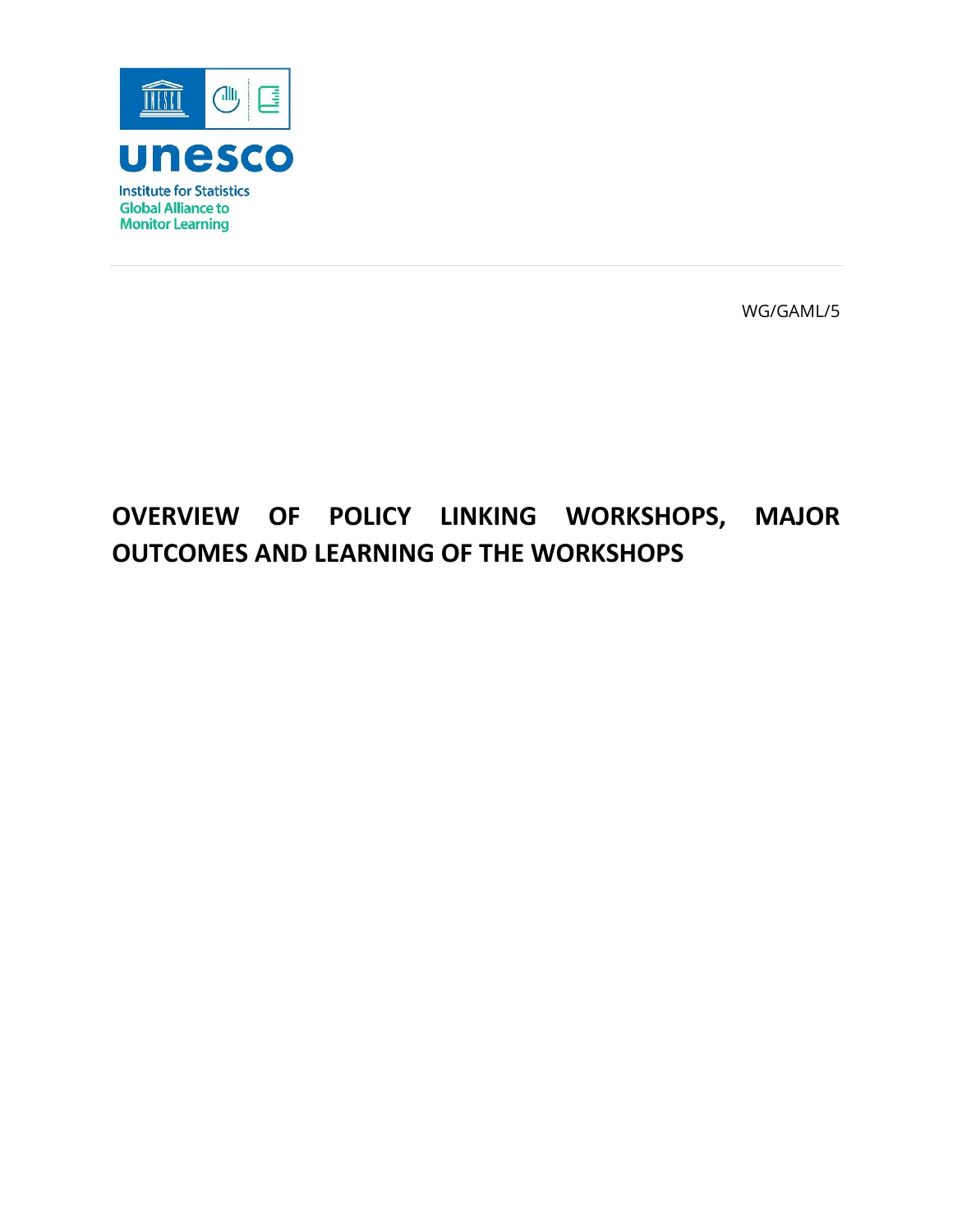unesco

Institute for Statistics
Global Alliance to Monitor Learning

WG/GAML/5

# OVERVIEW OF POLICY LINKING WORKSHOPS, MAJOR OUTCOMES AND LEARNING OF THE WORKSHOPS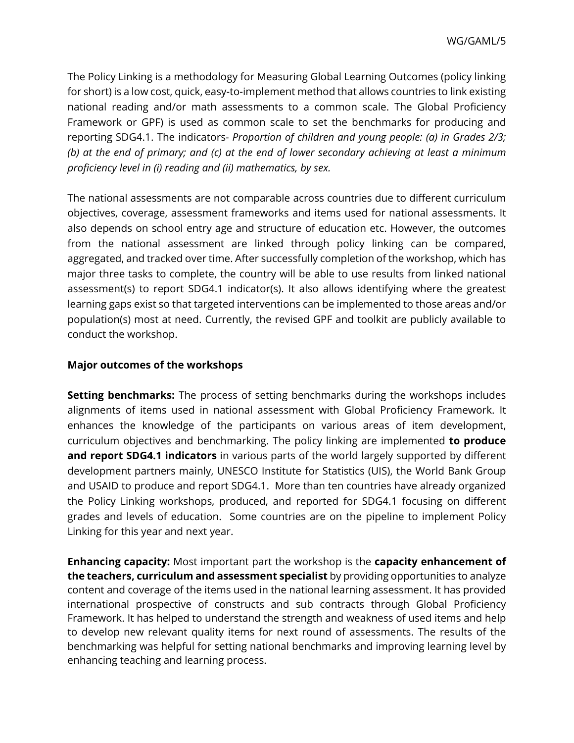The Policy Linking is a methodology for Measuring Global Learning Outcomes (policy linking for short) is a low cost, quick, easy-to-implement method that allows countries to link existing national reading and/or math assessments to a common scale. The Global Proficiency Framework or GPF) is used as common scale to set the benchmarks for producing and reporting SDG4.1. The indicators- *Proportion of children and young people: (a) in Grades 2/3; (b) at the end of primary; and (c) at the end of lower secondary achieving at least a minimum proficiency level in (i) reading and (ii) mathematics, by sex.*

The national assessments are not comparable across countries due to different curriculum objectives, coverage, assessment frameworks and items used for national assessments. It also depends on school entry age and structure of education etc. However, the outcomes from the national assessment are linked through policy linking can be compared, aggregated, and tracked over time. After successfully completion of the workshop, which has major three tasks to complete, the country will be able to use results from linked national assessment(s) to report SDG4.1 indicator(s). It also allows identifying where the greatest learning gaps exist so that targeted interventions can be implemented to those areas and/or population(s) most at need. Currently, the revised GPF and toolkit are publicly available to conduct the workshop.

**Major outcomes of the workshops**

**Setting benchmarks:** The process of setting benchmarks during the workshops includes alignments of items used in national assessment with Global Proficiency Framework. It enhances the knowledge of the participants on various areas of item development, curriculum objectives and benchmarking. The policy linking are implemented **to produce and report SDG4.1 indicators** in various parts of the world largely supported by different development partners mainly, UNESCO Institute for Statistics (UIS), the World Bank Group and USAID to produce and report SDG4.1. More than ten countries have already organized the Policy Linking workshops, produced, and reported for SDG4.1 focusing on different grades and levels of education. Some countries are on the pipeline to implement Policy Linking for this year and next year.

**Enhancing capacity:** Most important part the workshop is the **capacity enhancement of the teachers, curriculum and assessment specialist** by providing opportunities to analyze content and coverage of the items used in the national learning assessment. It has provided international prospective of constructs and sub contracts through Global Proficiency Framework. It has helped to understand the strength and weakness of used items and help to develop new relevant quality items for next round of assessments. The results of the benchmarking was helpful for setting national benchmarks and improving learning level by enhancing teaching and learning process.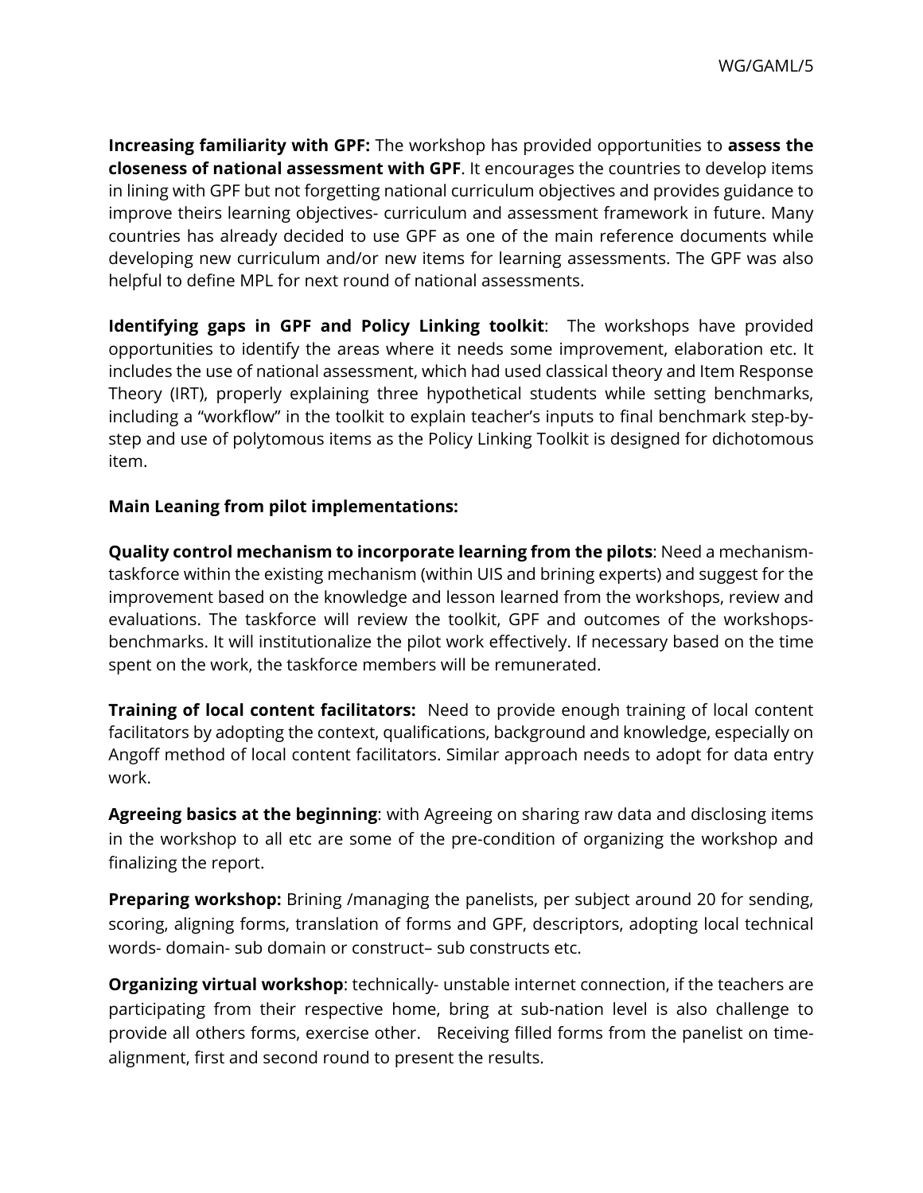**Increasing familiarity with GPF:** The workshop has provided opportunities to **assess the closeness of national assessment with GPF**. It encourages the countries to develop items in lining with GPF but not forgetting national curriculum objectives and provides guidance to improve theirs learning objectives- curriculum and assessment framework in future. Many countries has already decided to use GPF as one of the main reference documents while developing new curriculum and/or new items for learning assessments. The GPF was also helpful to define MPL for next round of national assessments.

**Identifying gaps in GPF and Policy Linking toolkit**: The workshops have provided opportunities to identify the areas where it needs some improvement, elaboration etc. It includes the use of national assessment, which had used classical theory and Item Response Theory (IRT), properly explaining three hypothetical students while setting benchmarks, including a "workflow" in the toolkit to explain teacher's inputs to final benchmark step-by-step and use of polytomous items as the Policy Linking Toolkit is designed for dichotomous item.

**Main Leaning from pilot implementations:**

**Quality control mechanism to incorporate learning from the pilots**: Need a mechanism-taskforce within the existing mechanism (within UIS and brining experts) and suggest for the improvement based on the knowledge and lesson learned from the workshops, review and evaluations. The taskforce will review the toolkit, GPF and outcomes of the workshops-benchmarks. It will institutionalize the pilot work effectively. If necessary based on the time spent on the work, the taskforce members will be remunerated.

**Training of local content facilitators:** Need to provide enough training of local content facilitators by adopting the context, qualifications, background and knowledge, especially on Angoff method of local content facilitators. Similar approach needs to adopt for data entry work.

**Agreeing basics at the beginning**: with Agreeing on sharing raw data and disclosing items in the workshop to all etc are some of the pre-condition of organizing the workshop and finalizing the report.

**Preparing workshop:** Brining /managing the panelists, per subject around 20 for sending, scoring, aligning forms, translation of forms and GPF, descriptors, adopting local technical words- domain- sub domain or construct– sub constructs etc.

**Organizing virtual workshop**: technically- unstable internet connection, if the teachers are participating from their respective home, bring at sub-nation level is also challenge to provide all others forms, exercise other. Receiving filled forms from the panelist on time-alignment, first and second round to present the results.